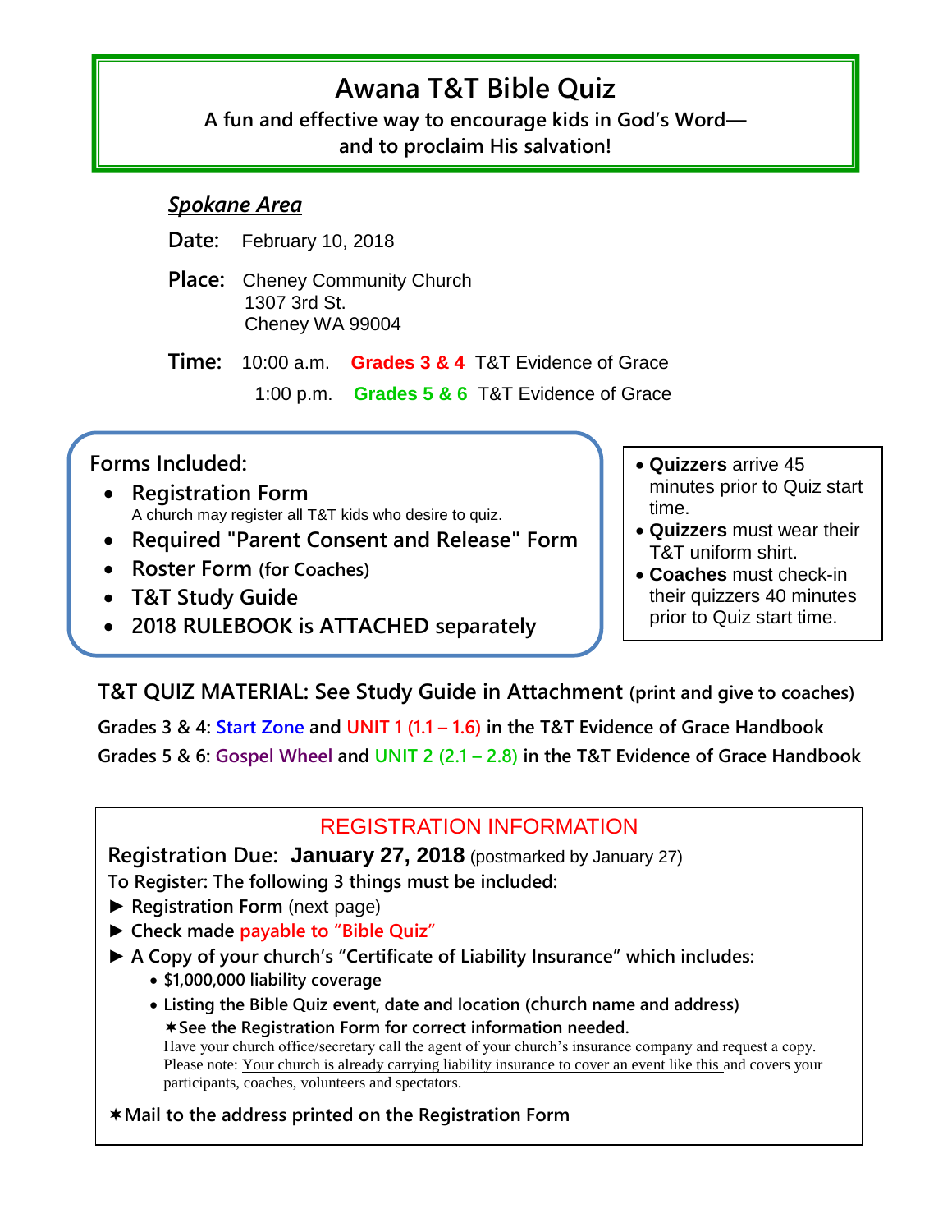# Awana T&T Bible Quiz

**A fun and effective way to encourage kids in God's Word—
and to proclaim His salvation!**

***Spokane Area***

**Date:** February 10, 2018

**Place:** Cheney Community Church
1307 3rd St.
Cheney WA 99004

**Time:** 10:00 a.m. **Grades 3 & 4** T&T Evidence of Grace
1:00 p.m. **Grades 5 & 6** T&T Evidence of Grace

**Forms Included:**

- **Registration Form**
  A church may register all T&T kids who desire to quiz.
- **Required "Parent Consent and Release" Form**
- **Roster Form (for Coaches)**
- **T&T Study Guide**
- **2018 RULEBOOK is ATTACHED separately**

- **Quizzers** arrive 45 minutes prior to Quiz start time.
- **Quizzers** must wear their T&T uniform shirt.
- **Coaches** must check-in their quizzers 40 minutes prior to Quiz start time.

**T&T QUIZ MATERIAL: See Study Guide in Attachment (print and give to coaches)**

**Grades 3 & 4: Start Zone and UNIT 1 (1.1 – 1.6) in the T&T Evidence of Grace Handbook**

**Grades 5 & 6: Gospel Wheel and UNIT 2 (2.1 – 2.8) in the T&T Evidence of Grace Handbook**

## REGISTRATION INFORMATION

**Registration Due: January 27, 2018** (postmarked by January 27)

**To Register: The following 3 things must be included:**

► **Registration Form** (next page)

► **Check made payable to "Bible Quiz"**

► **A Copy of your church's "Certificate of Liability Insurance" which includes:**

- **$1,000,000 liability coverage**
- **Listing the Bible Quiz event, date and location (church name and address)**
  ✶**See the Registration Form for correct information needed.**
  Have your church office/secretary call the agent of your church's insurance company and request a copy.
  Please note: Your church is already carrying liability insurance to cover an event like this and covers your participants, coaches, volunteers and spectators.

✶**Mail to the address printed on the Registration Form**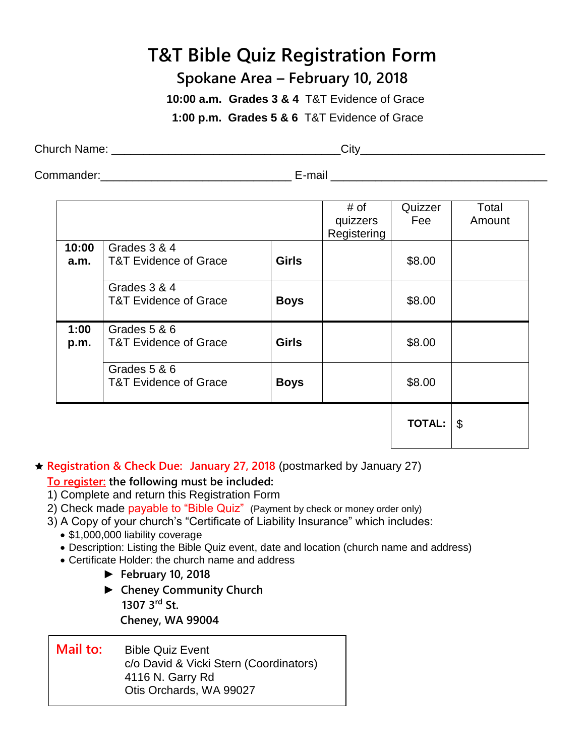# T&T Bible Quiz Registration Form

## Spokane Area – February 10, 2018

**10:00 a.m. Grades 3 & 4** T&T Evidence of Grace

**1:00 p.m. Grades 5 & 6** T&T Evidence of Grace

Church Name: ___________________________________ City___________________________

Commander:_____________________________ E-mail _________________________________

| | | | # of quizzers Registering | Quizzer Fee | Total Amount |
|---|---|---|---|---|---|
| **10:00 a.m.** | Grades 3 & 4 T&T Evidence of Grace | **Girls** | | $8.00 | |
| | Grades 3 & 4 T&T Evidence of Grace | **Boys** | | $8.00 | |
| **1:00 p.m.** | Grades 5 & 6 T&T Evidence of Grace | **Girls** | | $8.00 | |
| | Grades 5 & 6 T&T Evidence of Grace | **Boys** | | $8.00 | |
| | | | | **TOTAL:** | $ |

★ **Registration & Check Due: January 27, 2018** (postmarked by January 27)

To register: **the following must be included:**

1) Complete and return this Registration Form
2) Check made payable to "Bible Quiz" (Payment by check or money order only)
3) A Copy of your church's "Certificate of Liability Insurance" which includes:
   - $1,000,000 liability coverage
   - Description: Listing the Bible Quiz event, date and location (church name and address)
   - Certificate Holder: the church name and address

► **February 10, 2018**

► **Cheney Community Church**
**1307 3rd St.**
**Cheney, WA 99004**

**Mail to:**

Bible Quiz Event
c/o David & Vicki Stern (Coordinators)
4116 N. Garry Rd
Otis Orchards, WA 99027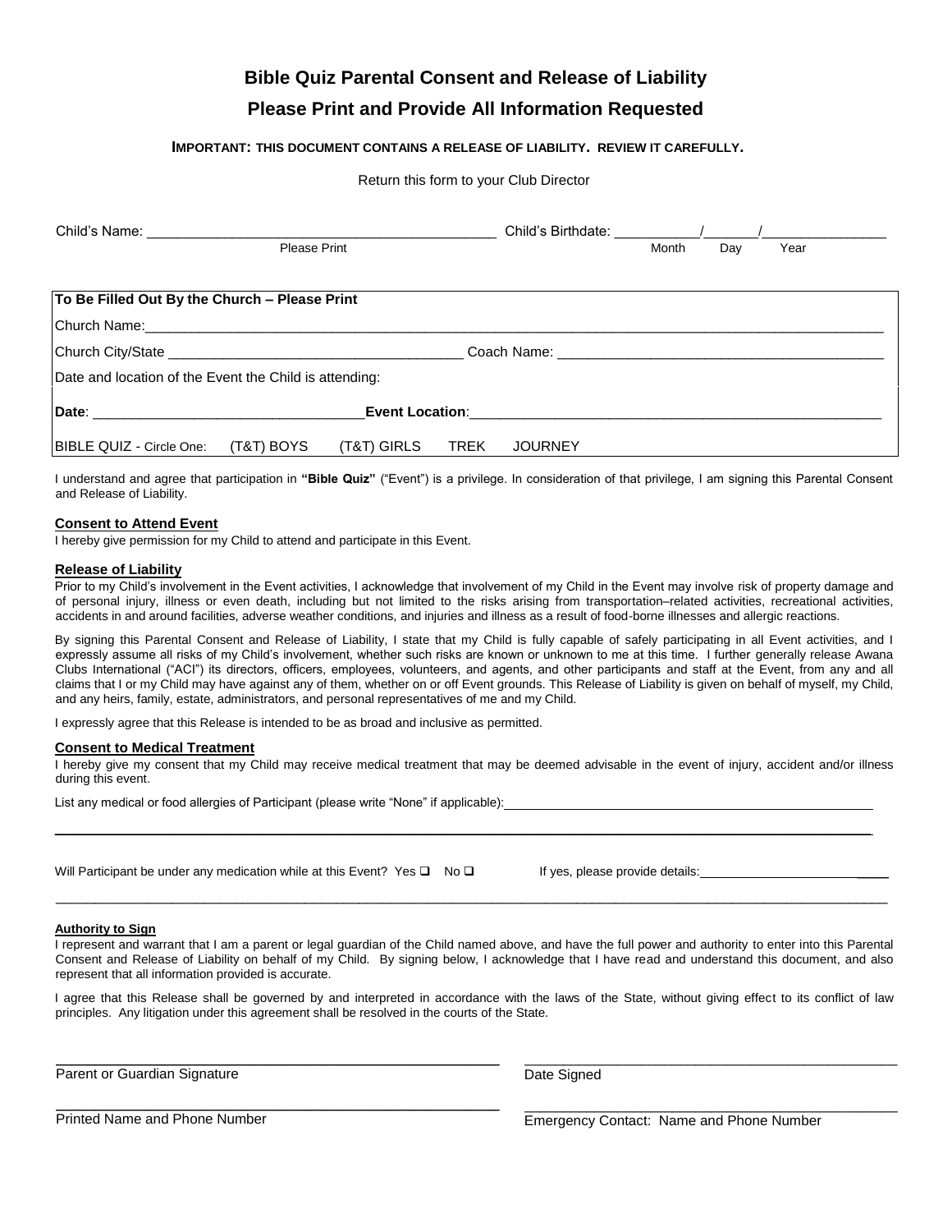# Bible Quiz Parental Consent and Release of Liability

## Please Print and Provide All Information Requested

**IMPORTANT: THIS DOCUMENT CONTAINS A RELEASE OF LIABILITY. REVIEW IT CAREFULLY.**

Return this form to your Club Director

Child's Name: ____________________________________________ Child's Birthdate: __________/_______/_______________
Please Print — Month Day Year

| To Be Filled Out By the Church – Please Print |
|---|
| Church Name: ______________________________________________________________________________ |
| Church City/State ___________________________________ Coach Name: ________________________________________ |
| Date and location of the Event the Child is attending: |
| **Date**: _________________________________ **Event Location**: ____________________________________________________ |
| BIBLE QUIZ - Circle One: (T&T) BOYS (T&T) GIRLS TREK JOURNEY |

I understand and agree that participation in **"Bible Quiz"** ("Event") is a privilege. In consideration of that privilege, I am signing this Parental Consent and Release of Liability.

**Consent to Attend Event**

I hereby give permission for my Child to attend and participate in this Event.

**Release of Liability**

Prior to my Child's involvement in the Event activities, I acknowledge that involvement of my Child in the Event may involve risk of property damage and of personal injury, illness or even death, including but not limited to the risks arising from transportation–related activities, recreational activities, accidents in and around facilities, adverse weather conditions, and injuries and illness as a result of food-borne illnesses and allergic reactions.

By signing this Parental Consent and Release of Liability, I state that my Child is fully capable of safely participating in all Event activities, and I expressly assume all risks of my Child's involvement, whether such risks are known or unknown to me at this time. I further generally release Awana Clubs International ("ACI") its directors, officers, employees, volunteers, and agents, and other participants and staff at the Event, from any and all claims that I or my Child may have against any of them, whether on or off Event grounds. This Release of Liability is given on behalf of myself, my Child, and any heirs, family, estate, administrators, and personal representatives of me and my Child.

I expressly agree that this Release is intended to be as broad and inclusive as permitted.

**Consent to Medical Treatment**

I hereby give my consent that my Child may receive medical treatment that may be deemed advisable in the event of injury, accident and/or illness during this event.

List any medical or food allergies of Participant (please write "None" if applicable): ______________________________________________

_____________________________________________________________________________________________________

Will Participant be under any medication while at this Event? Yes ☐ No ☐ If yes, please provide details: ___________________________

_____________________________________________________________________________________________________

**Authority to Sign**

I represent and warrant that I am a parent or legal guardian of the Child named above, and have the full power and authority to enter into this Parental Consent and Release of Liability on behalf of my Child. By signing below, I acknowledge that I have read and understand this document, and also represent that all information provided is accurate.

I agree that this Release shall be governed by and interpreted in accordance with the laws of the State, without giving effect to its conflict of law principles. Any litigation under this agreement shall be resolved in the courts of the State.

| | |
|---|---|
| ______________________________________ | ______________________________________ |
| Parent or Guardian Signature | Date Signed |
| ______________________________________ | ______________________________________ |
| Printed Name and Phone Number | Emergency Contact: Name and Phone Number |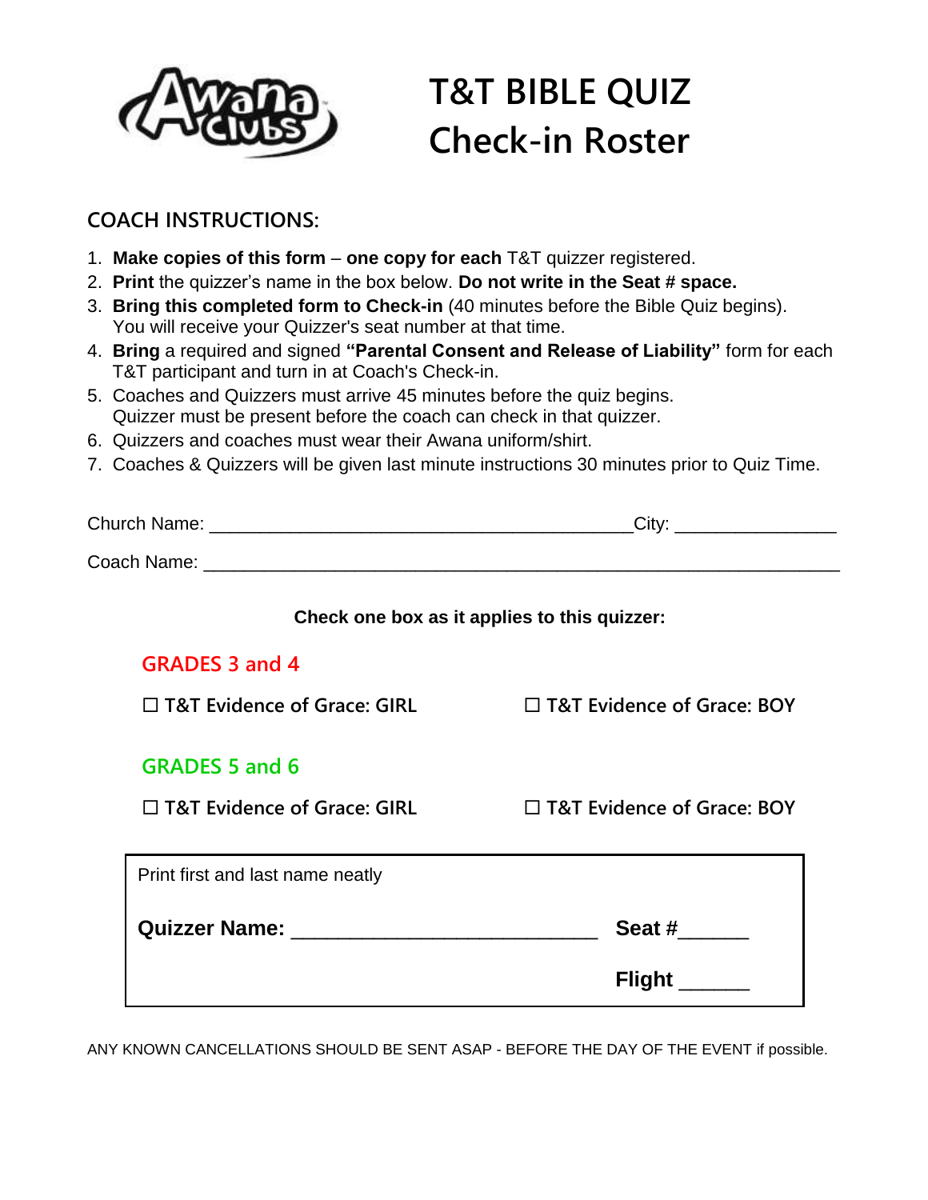# T&T BIBLE QUIZ
# Check-in Roster

## COACH INSTRUCTIONS:

1. **Make copies of this form** – **one copy for each** T&T quizzer registered.
2. **Print** the quizzer's name in the box below. **Do not write in the Seat # space.**
3. **Bring this completed form to Check-in** (40 minutes before the Bible Quiz begins). You will receive your Quizzer's seat number at that time.
4. **Bring** a required and signed **"Parental Consent and Release of Liability"** form for each T&T participant and turn in at Coach's Check-in.
5. Coaches and Quizzers must arrive 45 minutes before the quiz begins. Quizzer must be present before the coach can check in that quizzer.
6. Quizzers and coaches must wear their Awana uniform/shirt.
7. Coaches & Quizzers will be given last minute instructions 30 minutes prior to Quiz Time.

Church Name: ________________________________________City: _______________

Coach Name: ____________________________________________________________

**Check one box as it applies to this quizzer:**

### GRADES 3 and 4

☐ **T&T Evidence of Grace: GIRL** ☐ **T&T Evidence of Grace: BOY**

### GRADES 5 and 6

☐ **T&T Evidence of Grace: GIRL** ☐ **T&T Evidence of Grace: BOY**

Print first and last name neatly

**Quizzer Name:** __________________________ **Seat #**______

**Flight** ______

ANY KNOWN CANCELLATIONS SHOULD BE SENT ASAP - BEFORE THE DAY OF THE EVENT if possible.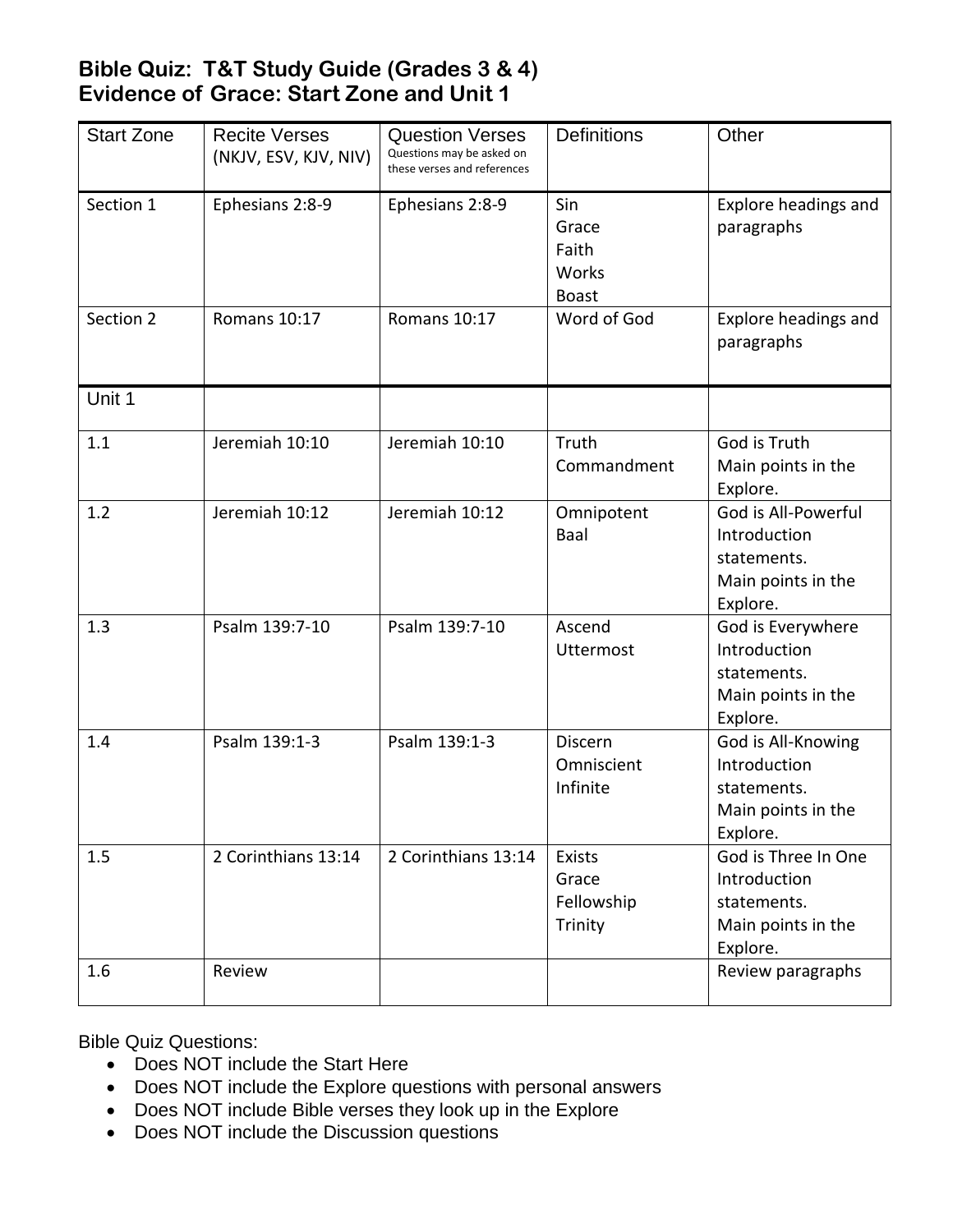# Bible Quiz: T&T Study Guide (Grades 3 & 4)
# Evidence of Grace: Start Zone and Unit 1

| Start Zone | Recite Verses (NKJV, ESV, KJV, NIV) | Question Verses<br>Questions may be asked on these verses and references | Definitions | Other |
|---|---|---|---|---|
| Section 1 | Ephesians 2:8-9 | Ephesians 2:8-9 | Sin<br>Grace<br>Faith<br>Works<br>Boast | Explore headings and paragraphs |
| Section 2 | Romans 10:17 | Romans 10:17 | Word of God | Explore headings and paragraphs |
| Unit 1 | | | | |
| 1.1 | Jeremiah 10:10 | Jeremiah 10:10 | Truth<br>Commandment | God is Truth<br>Main points in the Explore. |
| 1.2 | Jeremiah 10:12 | Jeremiah 10:12 | Omnipotent<br>Baal | God is All-Powerful<br>Introduction statements.<br>Main points in the Explore. |
| 1.3 | Psalm 139:7-10 | Psalm 139:7-10 | Ascend<br>Uttermost | God is Everywhere<br>Introduction statements.<br>Main points in the Explore. |
| 1.4 | Psalm 139:1-3 | Psalm 139:1-3 | Discern<br>Omniscient<br>Infinite | God is All-Knowing<br>Introduction statements.<br>Main points in the Explore. |
| 1.5 | 2 Corinthians 13:14 | 2 Corinthians 13:14 | Exists<br>Grace<br>Fellowship<br>Trinity | God is Three In One<br>Introduction statements.<br>Main points in the Explore. |
| 1.6 | Review | | | Review paragraphs |

Bible Quiz Questions:

- Does NOT include the Start Here
- Does NOT include the Explore questions with personal answers
- Does NOT include Bible verses they look up in the Explore
- Does NOT include the Discussion questions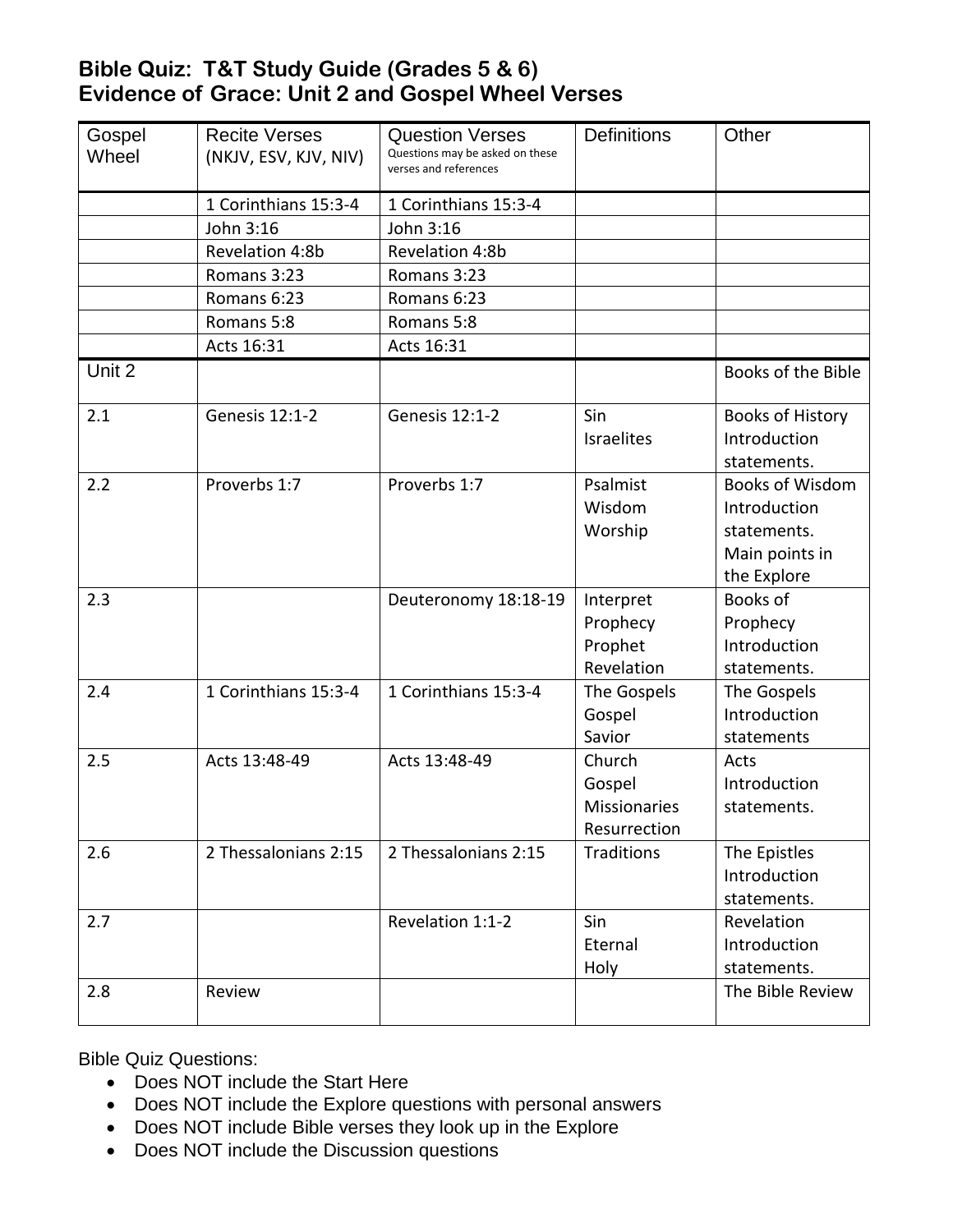## Bible Quiz: T&T Study Guide (Grades 5 & 6)
## Evidence of Grace: Unit 2 and Gospel Wheel Verses

| Gospel Wheel | Recite Verses (NKJV, ESV, KJV, NIV) | Question Verses Questions may be asked on these verses and references | Definitions | Other |
|---|---|---|---|---|
| | 1 Corinthians 15:3-4 | 1 Corinthians 15:3-4 | | |
| | John 3:16 | John 3:16 | | |
| | Revelation 4:8b | Revelation 4:8b | | |
| | Romans 3:23 | Romans 3:23 | | |
| | Romans 6:23 | Romans 6:23 | | |
| | Romans 5:8 | Romans 5:8 | | |
| | Acts 16:31 | Acts 16:31 | | |
| Unit 2 | | | | Books of the Bible |
| 2.1 | Genesis 12:1-2 | Genesis 12:1-2 | Sin Israelites | Books of History Introduction statements. |
| 2.2 | Proverbs 1:7 | Proverbs 1:7 | Psalmist Wisdom Worship | Books of Wisdom Introduction statements. Main points in the Explore |
| 2.3 | | Deuteronomy 18:18-19 | Interpret Prophecy Prophet Revelation | Books of Prophecy Introduction statements. |
| 2.4 | 1 Corinthians 15:3-4 | 1 Corinthians 15:3-4 | The Gospels Gospel Savior | The Gospels Introduction statements |
| 2.5 | Acts 13:48-49 | Acts 13:48-49 | Church Gospel Missionaries Resurrection | Acts Introduction statements. |
| 2.6 | 2 Thessalonians 2:15 | 2 Thessalonians 2:15 | Traditions | The Epistles Introduction statements. |
| 2.7 | | Revelation 1:1-2 | Sin Eternal Holy | Revelation Introduction statements. |
| 2.8 | Review | | | The Bible Review |

Bible Quiz Questions:

- Does NOT include the Start Here
- Does NOT include the Explore questions with personal answers
- Does NOT include Bible verses they look up in the Explore
- Does NOT include the Discussion questions